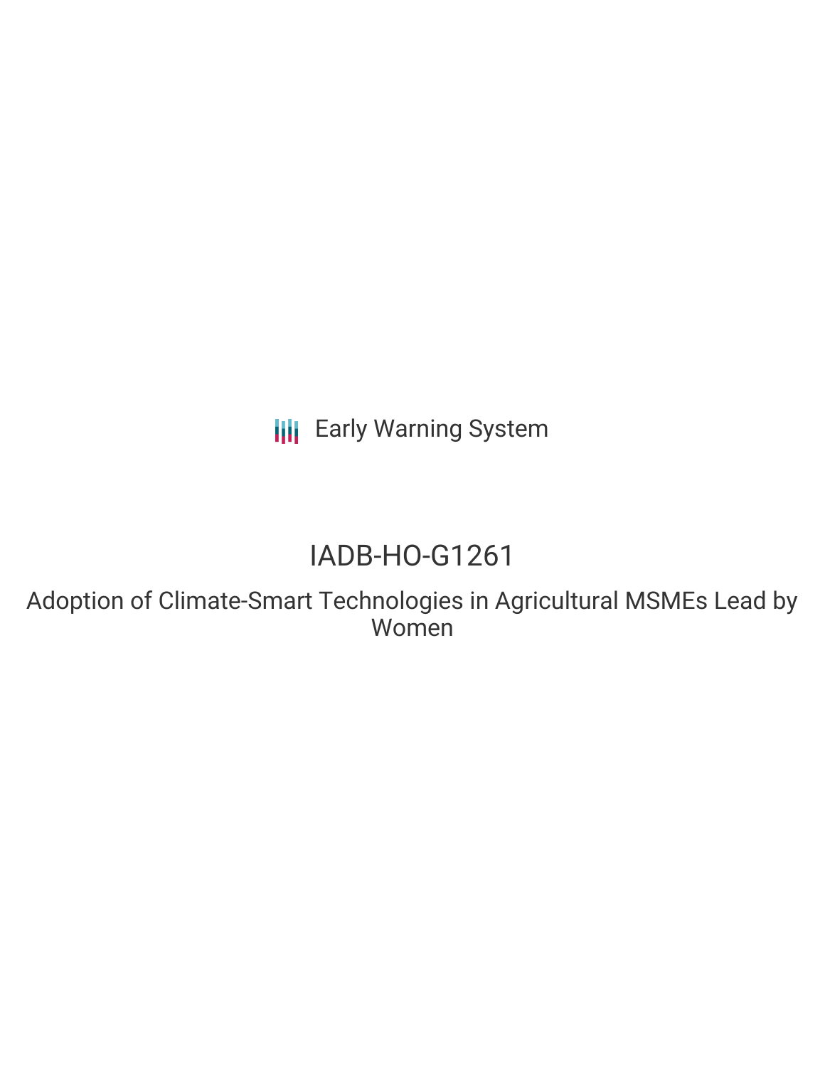Early Warning System

# IADB-HO-G1261

## Adoption of Climate-Smart Technologies in Agricultural MSMEs Lead by Women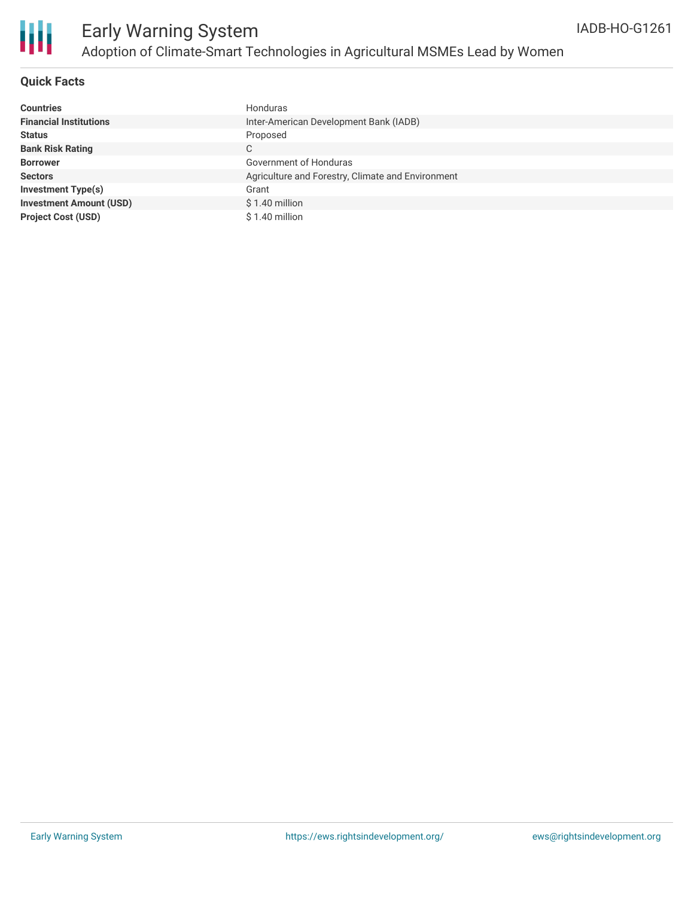## Quick Facts

| | |
|---|---|
| **Countries** | Honduras |
| **Financial Institutions** | Inter-American Development Bank (IADB) |
| **Status** | Proposed |
| **Bank Risk Rating** | C |
| **Borrower** | Government of Honduras |
| **Sectors** | Agriculture and Forestry, Climate and Environment |
| **Investment Type(s)** | Grant |
| **Investment Amount (USD)** | $ 1.40 million |
| **Project Cost (USD)** | $ 1.40 million |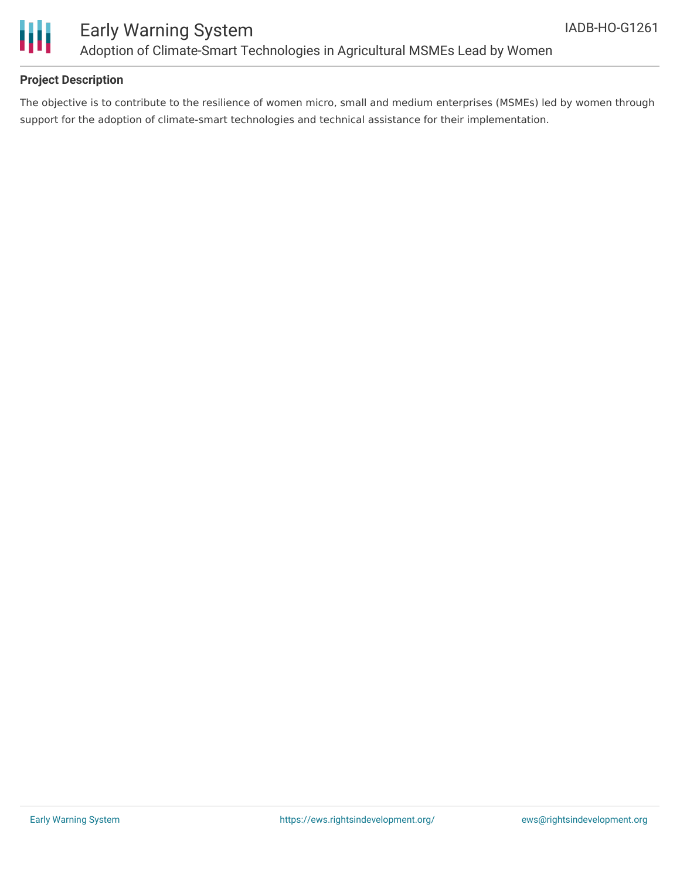## Project Description

The objective is to contribute to the resilience of women micro, small and medium enterprises (MSMEs) led by women through support for the adoption of climate-smart technologies and technical assistance for their implementation.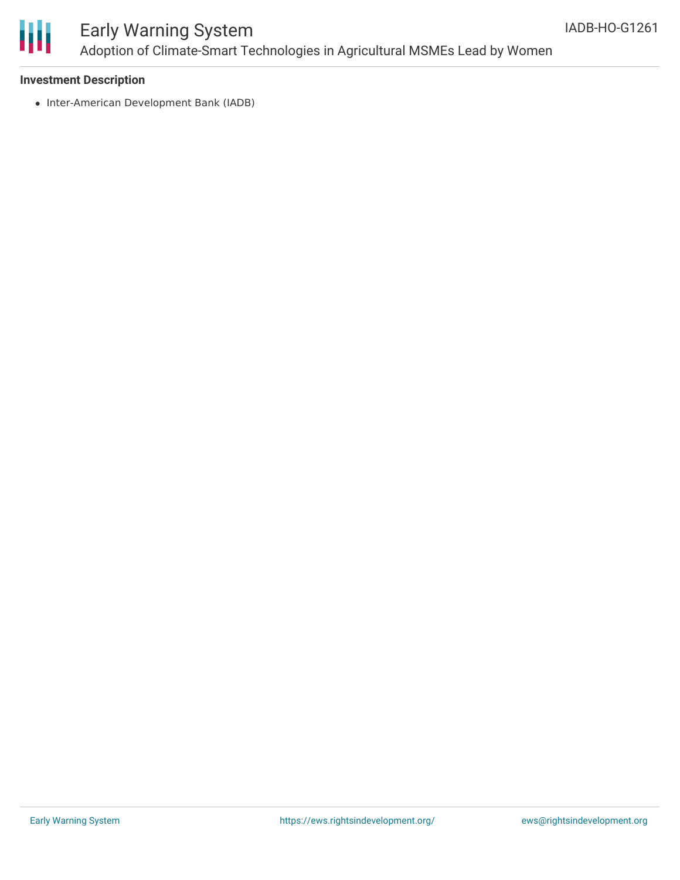**Investment Description**

- Inter-American Development Bank (IADB)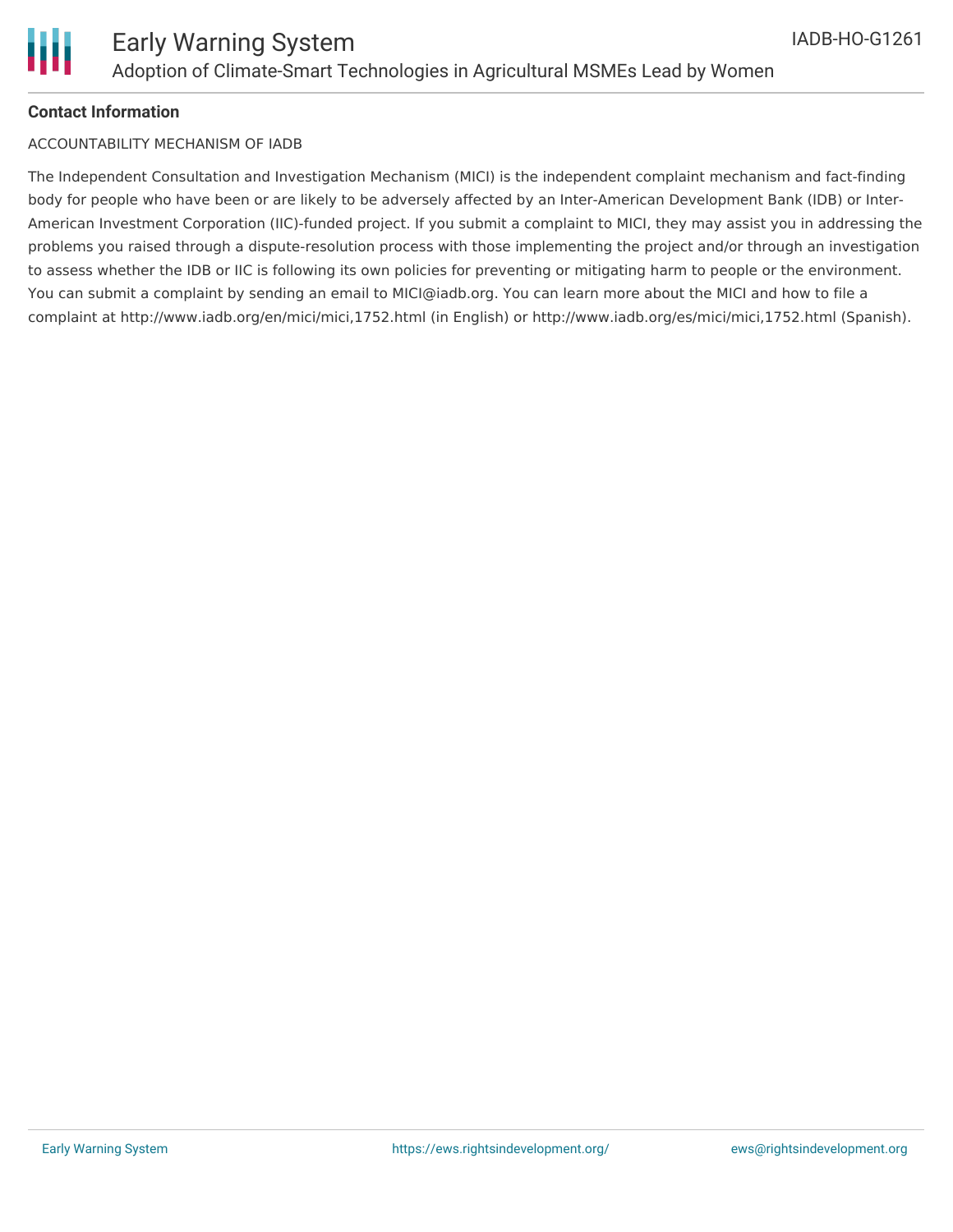**Contact Information**

ACCOUNTABILITY MECHANISM OF IADB

The Independent Consultation and Investigation Mechanism (MICI) is the independent complaint mechanism and fact-finding body for people who have been or are likely to be adversely affected by an Inter-American Development Bank (IDB) or Inter-American Investment Corporation (IIC)-funded project. If you submit a complaint to MICI, they may assist you in addressing the problems you raised through a dispute-resolution process with those implementing the project and/or through an investigation to assess whether the IDB or IIC is following its own policies for preventing or mitigating harm to people or the environment. You can submit a complaint by sending an email to MICI@iadb.org. You can learn more about the MICI and how to file a complaint at http://www.iadb.org/en/mici/mici,1752.html (in English) or http://www.iadb.org/es/mici/mici,1752.html (Spanish).